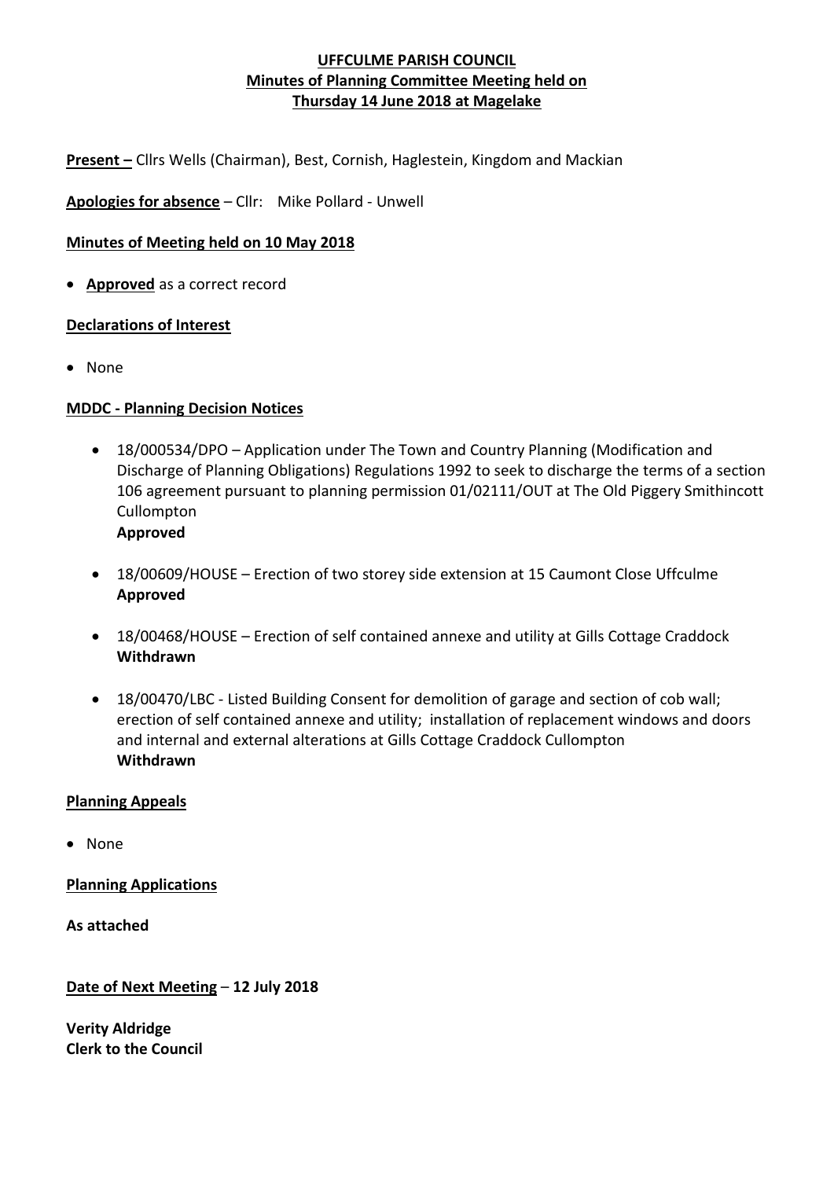# UFFCULME PARISH COUNCIL
## Minutes of Planning Committee Meeting held on Thursday 14 June 2018 at Magelake

**Present –** Cllrs Wells (Chairman), Best, Cornish, Haglestein, Kingdom and Mackian

**Apologies for absence** – Cllr: Mike Pollard - Unwell

**Minutes of Meeting held on 10 May 2018**

- **Approved** as a correct record

**Declarations of Interest**

- None

**MDDC - Planning Decision Notices**

- 18/000534/DPO – Application under The Town and Country Planning (Modification and Discharge of Planning Obligations) Regulations 1992 to seek to discharge the terms of a section 106 agreement pursuant to planning permission 01/02111/OUT at The Old Piggery Smithincott Cullompton
  **Approved**

- 18/00609/HOUSE – Erection of two storey side extension at 15 Caumont Close Uffculme
  **Approved**

- 18/00468/HOUSE – Erection of self contained annexe and utility at Gills Cottage Craddock
  **Withdrawn**

- 18/00470/LBC - Listed Building Consent for demolition of garage and section of cob wall; erection of self contained annexe and utility; installation of replacement windows and doors and internal and external alterations at Gills Cottage Craddock Cullompton
  **Withdrawn**

**Planning Appeals**

- None

**Planning Applications**

**As attached**

**Date of Next Meeting** – **12 July 2018**

**Verity Aldridge**
**Clerk to the Council**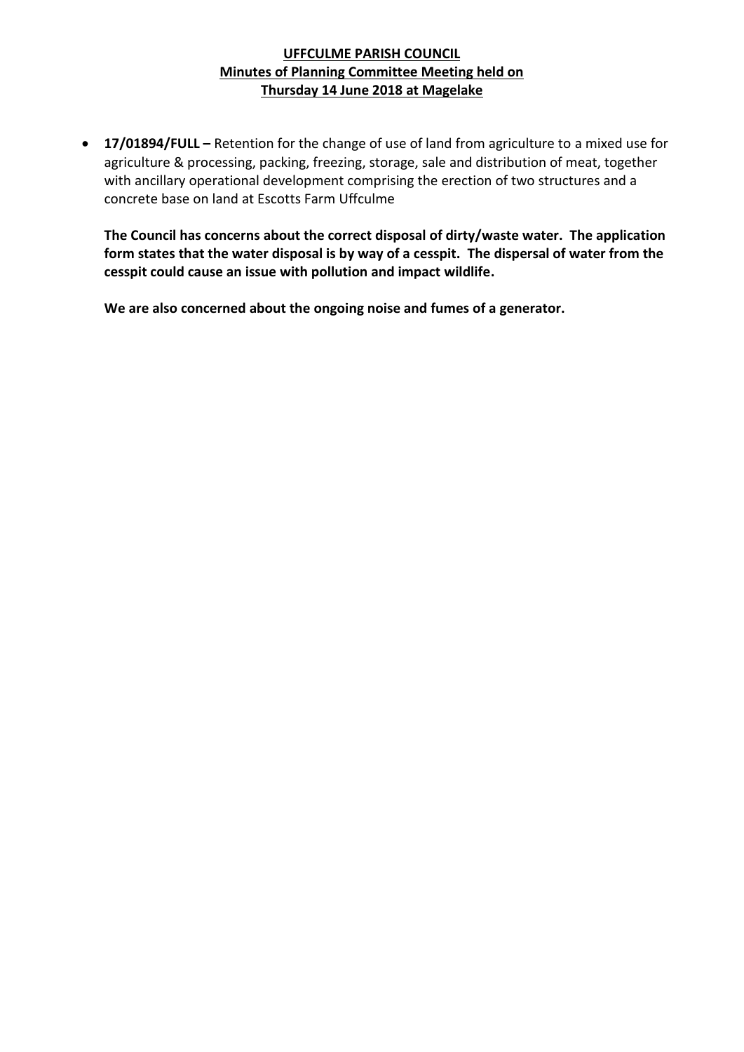**UFFCULME PARISH COUNCIL**
**Minutes of Planning Committee Meeting held on**
**Thursday 14 June 2018 at Magelake**

- **17/01894/FULL –** Retention for the change of use of land from agriculture to a mixed use for agriculture & processing, packing, freezing, storage, sale and distribution of meat, together with ancillary operational development comprising the erection of two structures and a concrete base on land at Escotts Farm Uffculme

  **The Council has concerns about the correct disposal of dirty/waste water. The application form states that the water disposal is by way of a cesspit. The dispersal of water from the cesspit could cause an issue with pollution and impact wildlife.**

  **We are also concerned about the ongoing noise and fumes of a generator.**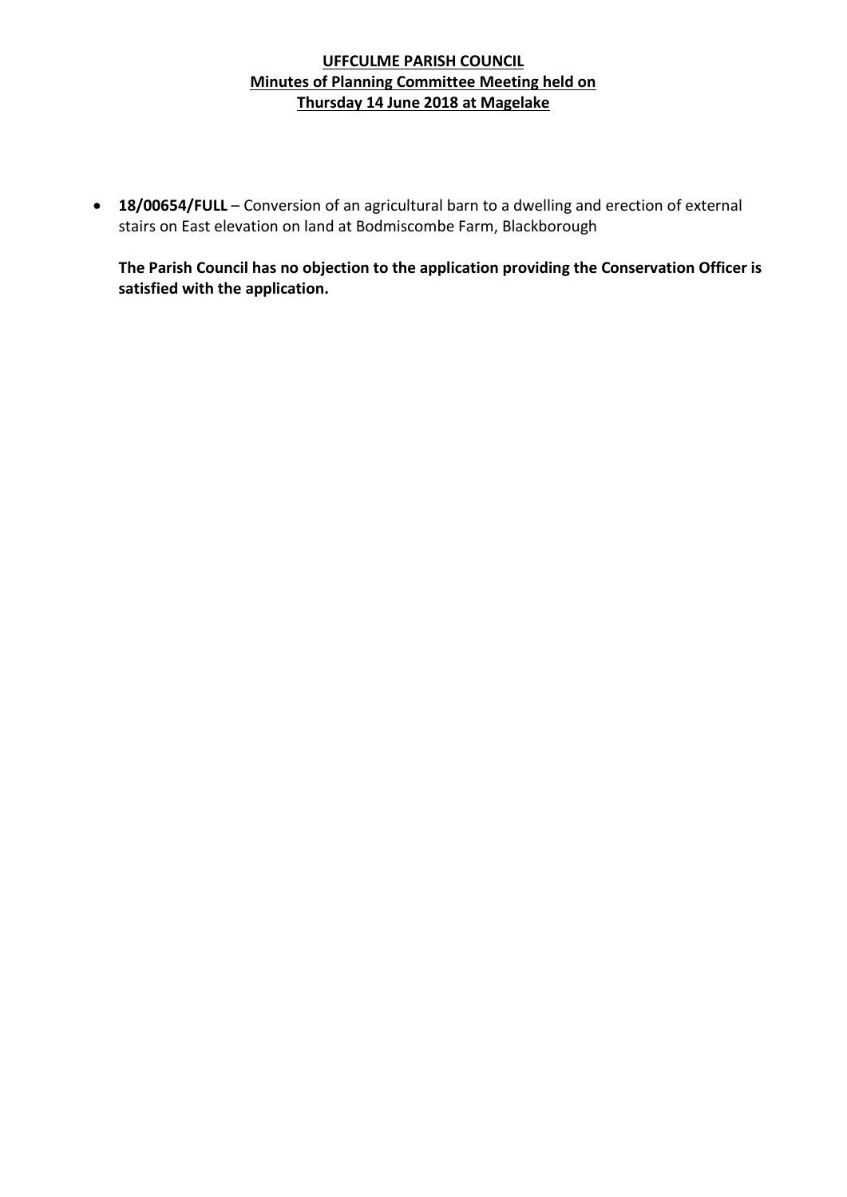**UFFCULME PARISH COUNCIL**
**Minutes of Planning Committee Meeting held on**
**Thursday 14 June 2018 at Magelake**

- **18/00654/FULL** – Conversion of an agricultural barn to a dwelling and erection of external stairs on East elevation on land at Bodmiscombe Farm, Blackborough

  **The Parish Council has no objection to the application providing the Conservation Officer is satisfied with the application.**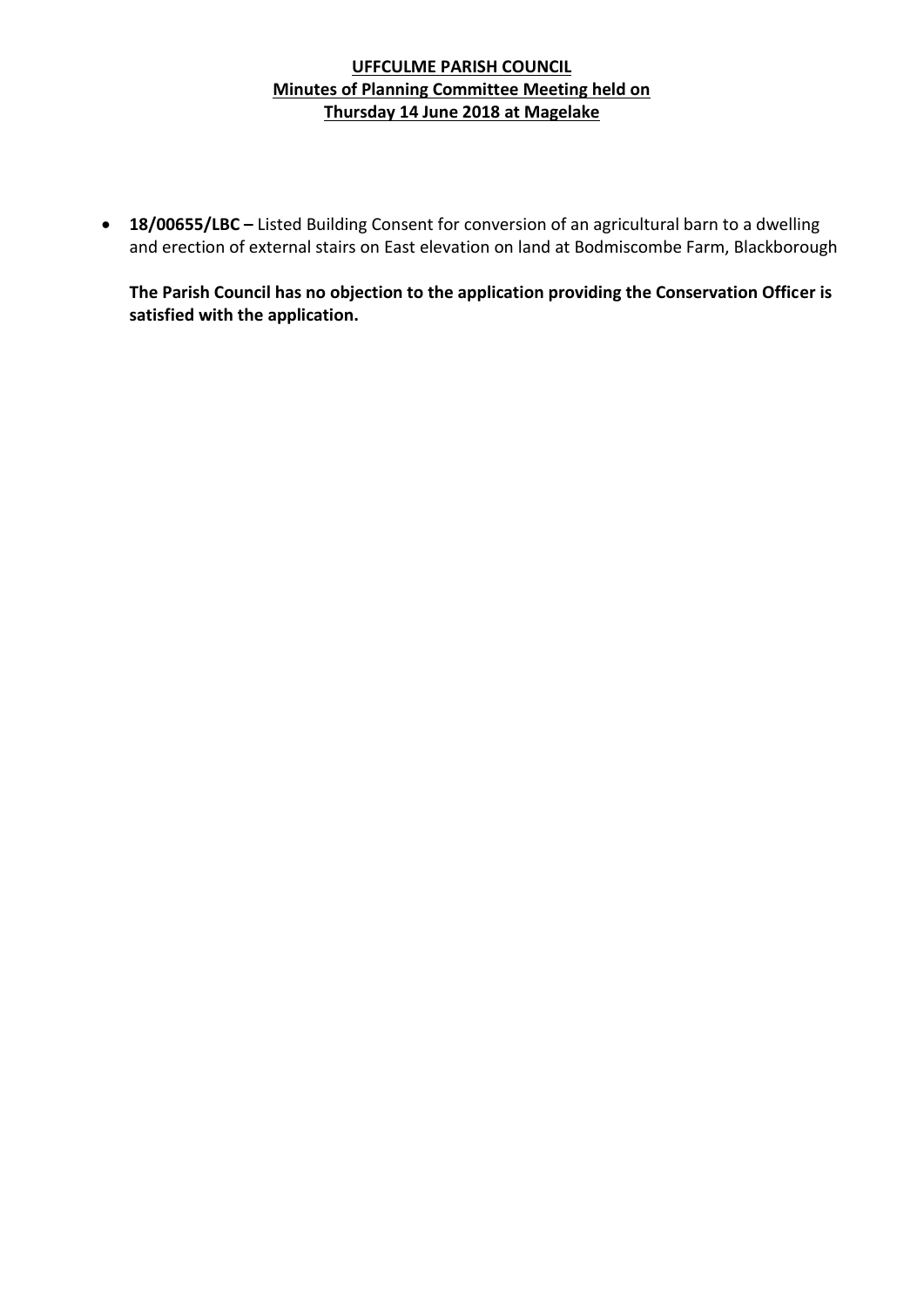**UFFCULME PARISH COUNCIL**
**Minutes of Planning Committee Meeting held on**
**Thursday 14 June 2018 at Magelake**

- **18/00655/LBC –** Listed Building Consent for conversion of an agricultural barn to a dwelling and erection of external stairs on East elevation on land at Bodmiscombe Farm, Blackborough

  **The Parish Council has no objection to the application providing the Conservation Officer is satisfied with the application.**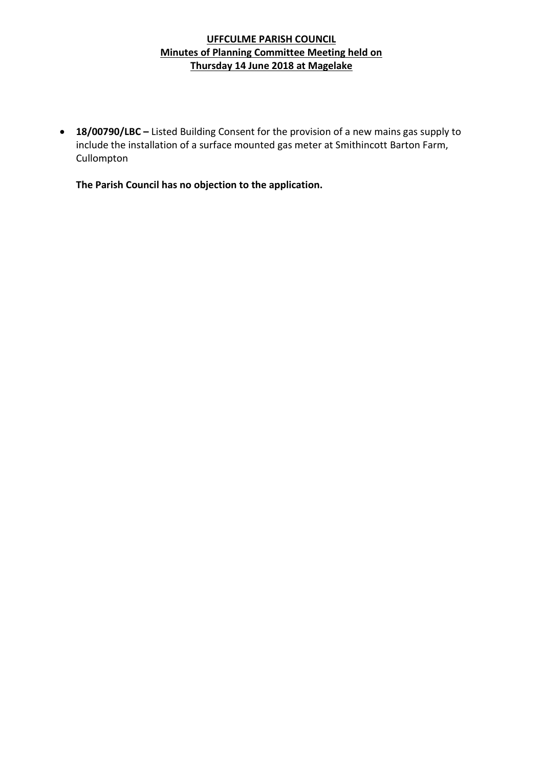**UFFCULME PARISH COUNCIL**
**Minutes of Planning Committee Meeting held on**
**Thursday 14 June 2018 at Magelake**

- **18/00790/LBC –** Listed Building Consent for the provision of a new mains gas supply to include the installation of a surface mounted gas meter at Smithincott Barton Farm, Cullompton

  **The Parish Council has no objection to the application.**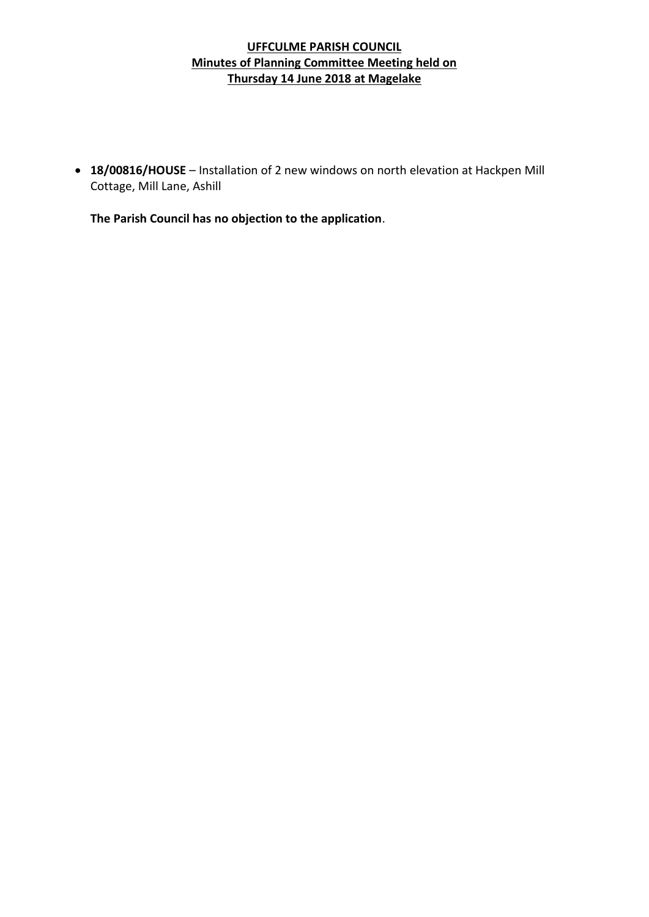**UFFCULME PARISH COUNCIL**
**Minutes of Planning Committee Meeting held on**
**Thursday 14 June 2018 at Magelake**

- **18/00816/HOUSE** – Installation of 2 new windows on north elevation at Hackpen Mill Cottage, Mill Lane, Ashill

  **The Parish Council has no objection to the application**.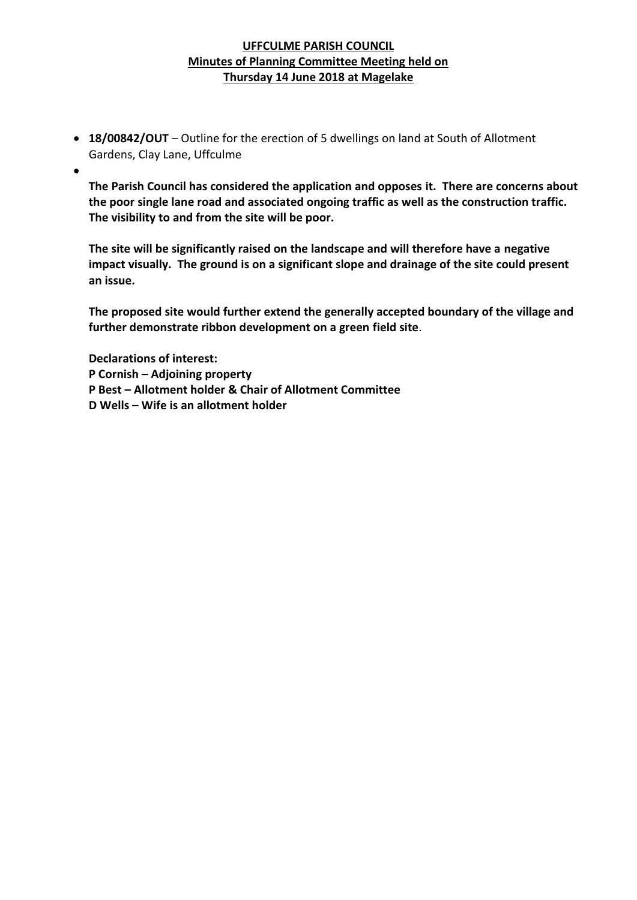**UFFCULME PARISH COUNCIL**
**Minutes of Planning Committee Meeting held on**
**Thursday 14 June 2018 at Magelake**

- **18/00842/OUT** – Outline for the erection of 5 dwellings on land at South of Allotment Gardens, Clay Lane, Uffculme
- 

**The Parish Council has considered the application and opposes it. There are concerns about the poor single lane road and associated ongoing traffic as well as the construction traffic. The visibility to and from the site will be poor.**

**The site will be significantly raised on the landscape and will therefore have a negative impact visually. The ground is on a significant slope and drainage of the site could present an issue.**

**The proposed site would further extend the generally accepted boundary of the village and further demonstrate ribbon development on a green field site**.

**Declarations of interest:**
**P Cornish – Adjoining property**
**P Best – Allotment holder & Chair of Allotment Committee**
**D Wells – Wife is an allotment holder**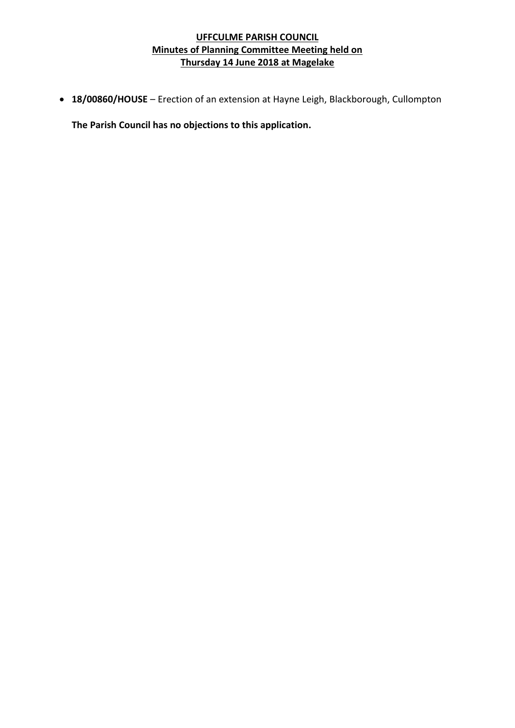# UFFCULME PARISH COUNCIL
## Minutes of Planning Committee Meeting held on
## Thursday 14 June 2018 at Magelake

- **18/00860/HOUSE** – Erection of an extension at Hayne Leigh, Blackborough, Cullompton

  **The Parish Council has no objections to this application.**